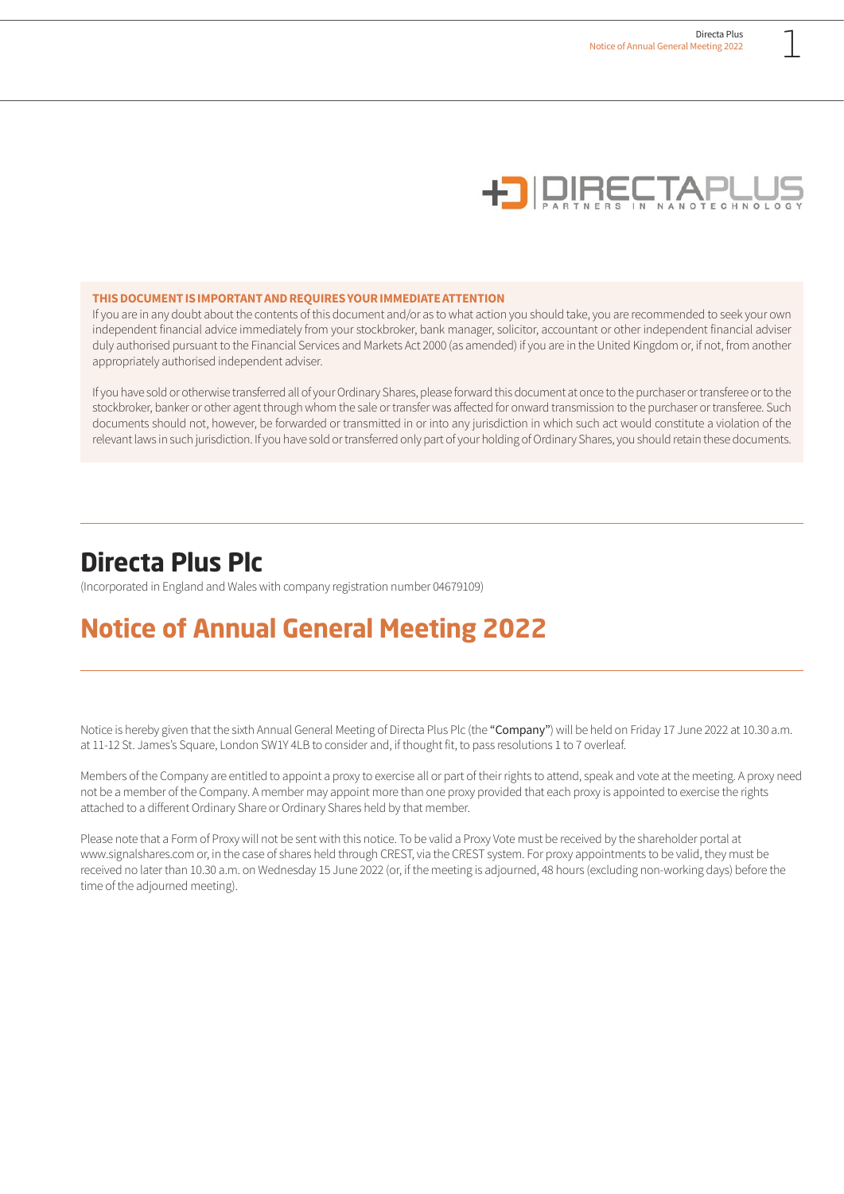**THIS DOCUMENT IS IMPORTANT AND REQUIRES YOUR IMMEDIATE ATTENTION**

If you are in any doubt about the contents of this document and/or as to what action you should take, you are recommended to seek your own independent financial advice immediately from your stockbroker, bank manager, solicitor, accountant or other independent financial adviser duly authorised pursuant to the Financial Services and Markets Act 2000 (as amended) if you are in the United Kingdom or, if not, from another appropriately authorised independent adviser.

If you have sold or otherwise transferred all of your Ordinary Shares, please forward this document at once to the purchaser or transferee or to the stockbroker, banker or other agent through whom the sale or transfer was affected for onward transmission to the purchaser or transferee. Such documents should not, however, be forwarded or transmitted in or into any jurisdiction in which such act would constitute a violation of the relevant laws in such jurisdiction. If you have sold or transferred only part of your holding of Ordinary Shares, you should retain these documents.

# Directa Plus Plc

(Incorporated in England and Wales with company registration number 04679109)

# Notice of Annual General Meeting 2022

Notice is hereby given that the sixth Annual General Meeting of Directa Plus Plc (the **"Company"**) will be held on Friday 17 June 2022 at 10.30 a.m. at 11-12 St. James's Square, London SW1Y 4LB to consider and, if thought fit, to pass resolutions 1 to 7 overleaf.

Members of the Company are entitled to appoint a proxy to exercise all or part of their rights to attend, speak and vote at the meeting. A proxy need not be a member of the Company. A member may appoint more than one proxy provided that each proxy is appointed to exercise the rights attached to a different Ordinary Share or Ordinary Shares held by that member.

Please note that a Form of Proxy will not be sent with this notice. To be valid a Proxy Vote must be received by the shareholder portal at www.signalshares.com or, in the case of shares held through CREST, via the CREST system. For proxy appointments to be valid, they must be received no later than 10.30 a.m. on Wednesday 15 June 2022 (or, if the meeting is adjourned, 48 hours (excluding non-working days) before the time of the adjourned meeting).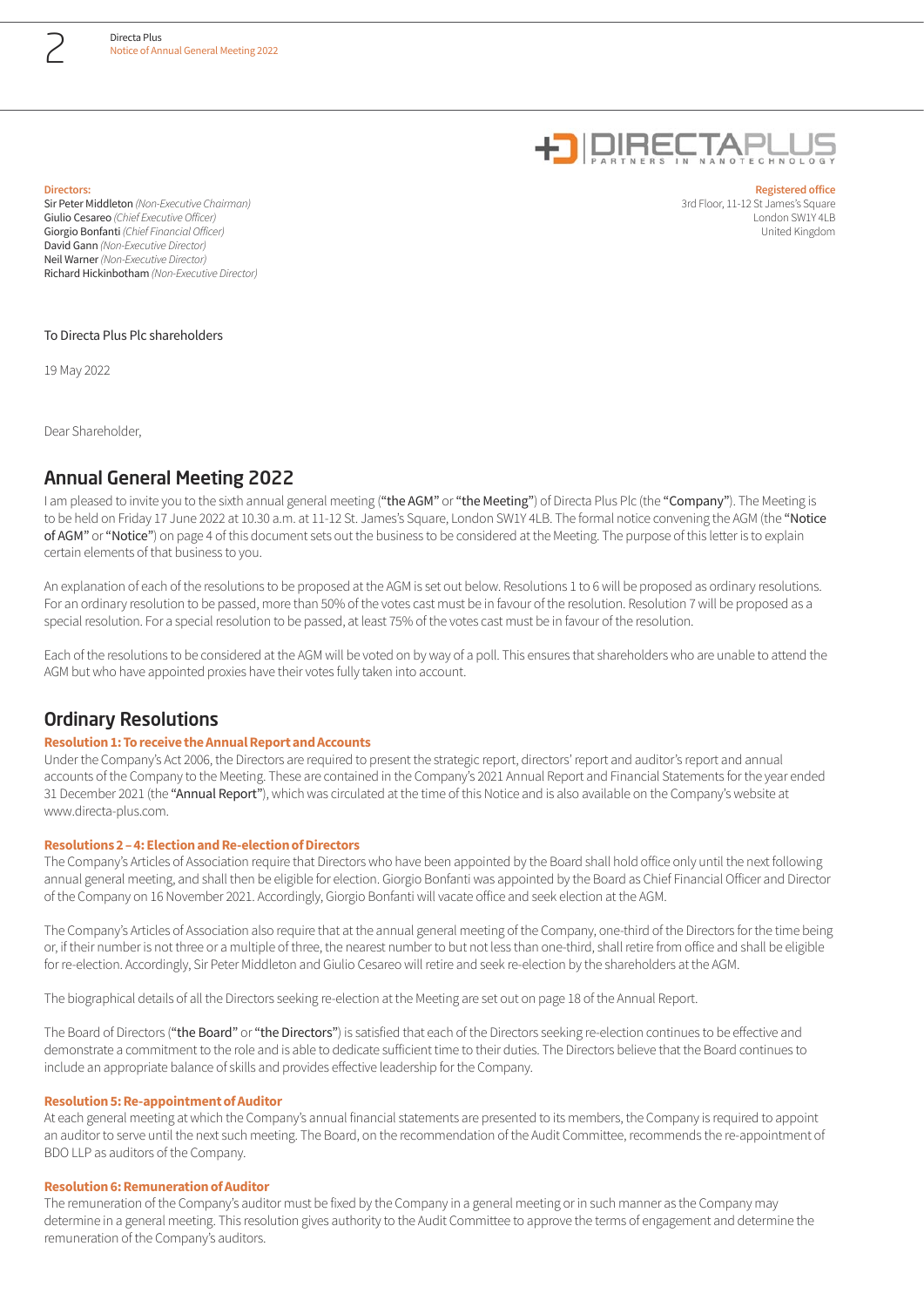**Directors:**
Sir Peter Middleton *(Non-Executive Chairman)*
Giulio Cesareo *(Chief Executive Officer)*
Giorgio Bonfanti *(Chief Financial Officer)*
David Gann *(Non-Executive Director)*
Neil Warner *(Non-Executive Director)*
Richard Hickinbotham *(Non-Executive Director)*

**Registered office**
3rd Floor, 11-12 St James's Square
London SW1Y 4LB
United Kingdom

To Directa Plus Plc shareholders

19 May 2022

Dear Shareholder,

## Annual General Meeting 2022

I am pleased to invite you to the sixth annual general meeting ("the AGM" or "the Meeting") of Directa Plus Plc (the "Company"). The Meeting is to be held on Friday 17 June 2022 at 10.30 a.m. at 11-12 St. James's Square, London SW1Y 4LB. The formal notice convening the AGM (the "Notice of AGM" or "Notice") on page 4 of this document sets out the business to be considered at the Meeting. The purpose of this letter is to explain certain elements of that business to you.

An explanation of each of the resolutions to be proposed at the AGM is set out below. Resolutions 1 to 6 will be proposed as ordinary resolutions. For an ordinary resolution to be passed, more than 50% of the votes cast must be in favour of the resolution. Resolution 7 will be proposed as a special resolution. For a special resolution to be passed, at least 75% of the votes cast must be in favour of the resolution.

Each of the resolutions to be considered at the AGM will be voted on by way of a poll. This ensures that shareholders who are unable to attend the AGM but who have appointed proxies have their votes fully taken into account.

## Ordinary Resolutions

### Resolution 1: To receive the Annual Report and Accounts

Under the Company's Act 2006, the Directors are required to present the strategic report, directors' report and auditor's report and annual accounts of the Company to the Meeting. These are contained in the Company's 2021 Annual Report and Financial Statements for the year ended 31 December 2021 (the "Annual Report"), which was circulated at the time of this Notice and is also available on the Company's website at www.directa-plus.com.

### Resolutions 2 – 4: Election and Re-election of Directors

The Company's Articles of Association require that Directors who have been appointed by the Board shall hold office only until the next following annual general meeting, and shall then be eligible for election. Giorgio Bonfanti was appointed by the Board as Chief Financial Officer and Director of the Company on 16 November 2021. Accordingly, Giorgio Bonfanti will vacate office and seek election at the AGM.

The Company's Articles of Association also require that at the annual general meeting of the Company, one-third of the Directors for the time being or, if their number is not three or a multiple of three, the nearest number to but not less than one-third, shall retire from office and shall be eligible for re-election. Accordingly, Sir Peter Middleton and Giulio Cesareo will retire and seek re-election by the shareholders at the AGM.

The biographical details of all the Directors seeking re-election at the Meeting are set out on page 18 of the Annual Report.

The Board of Directors ("the Board" or "the Directors") is satisfied that each of the Directors seeking re-election continues to be effective and demonstrate a commitment to the role and is able to dedicate sufficient time to their duties. The Directors believe that the Board continues to include an appropriate balance of skills and provides effective leadership for the Company.

### Resolution 5: Re-appointment of Auditor

At each general meeting at which the Company's annual financial statements are presented to its members, the Company is required to appoint an auditor to serve until the next such meeting. The Board, on the recommendation of the Audit Committee, recommends the re-appointment of BDO LLP as auditors of the Company.

### Resolution 6: Remuneration of Auditor

The remuneration of the Company's auditor must be fixed by the Company in a general meeting or in such manner as the Company may determine in a general meeting. This resolution gives authority to the Audit Committee to approve the terms of engagement and determine the remuneration of the Company's auditors.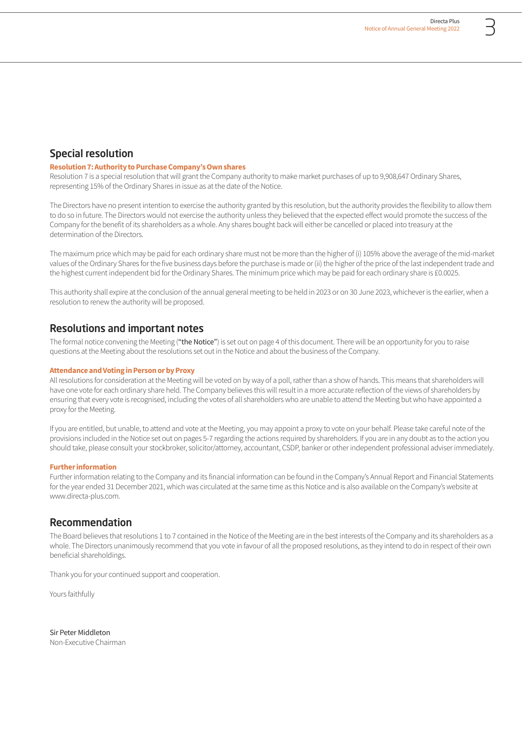## Special resolution

**Resolution 7: Authority to Purchase Company's Own shares**

Resolution 7 is a special resolution that will grant the Company authority to make market purchases of up to 9,908,647 Ordinary Shares, representing 15% of the Ordinary Shares in issue as at the date of the Notice.

The Directors have no present intention to exercise the authority granted by this resolution, but the authority provides the flexibility to allow them to do so in future. The Directors would not exercise the authority unless they believed that the expected effect would promote the success of the Company for the benefit of its shareholders as a whole. Any shares bought back will either be cancelled or placed into treasury at the determination of the Directors.

The maximum price which may be paid for each ordinary share must not be more than the higher of (i) 105% above the average of the mid-market values of the Ordinary Shares for the five business days before the purchase is made or (ii) the higher of the price of the last independent trade and the highest current independent bid for the Ordinary Shares. The minimum price which may be paid for each ordinary share is £0.0025.

This authority shall expire at the conclusion of the annual general meeting to be held in 2023 or on 30 June 2023, whichever is the earlier, when a resolution to renew the authority will be proposed.

## Resolutions and important notes

The formal notice convening the Meeting ("the Notice") is set out on page 4 of this document. There will be an opportunity for you to raise questions at the Meeting about the resolutions set out in the Notice and about the business of the Company.

**Attendance and Voting in Person or by Proxy**

All resolutions for consideration at the Meeting will be voted on by way of a poll, rather than a show of hands. This means that shareholders will have one vote for each ordinary share held. The Company believes this will result in a more accurate reflection of the views of shareholders by ensuring that every vote is recognised, including the votes of all shareholders who are unable to attend the Meeting but who have appointed a proxy for the Meeting.

If you are entitled, but unable, to attend and vote at the Meeting, you may appoint a proxy to vote on your behalf. Please take careful note of the provisions included in the Notice set out on pages 5-7 regarding the actions required by shareholders. If you are in any doubt as to the action you should take, please consult your stockbroker, solicitor/attorney, accountant, CSDP, banker or other independent professional adviser immediately.

**Further information**

Further information relating to the Company and its financial information can be found in the Company's Annual Report and Financial Statements for the year ended 31 December 2021, which was circulated at the same time as this Notice and is also available on the Company's website at www.directa-plus.com.

## Recommendation

The Board believes that resolutions 1 to 7 contained in the Notice of the Meeting are in the best interests of the Company and its shareholders as a whole. The Directors unanimously recommend that you vote in favour of all the proposed resolutions, as they intend to do in respect of their own beneficial shareholdings.

Thank you for your continued support and cooperation.

Yours faithfully

Sir Peter Middleton
Non-Executive Chairman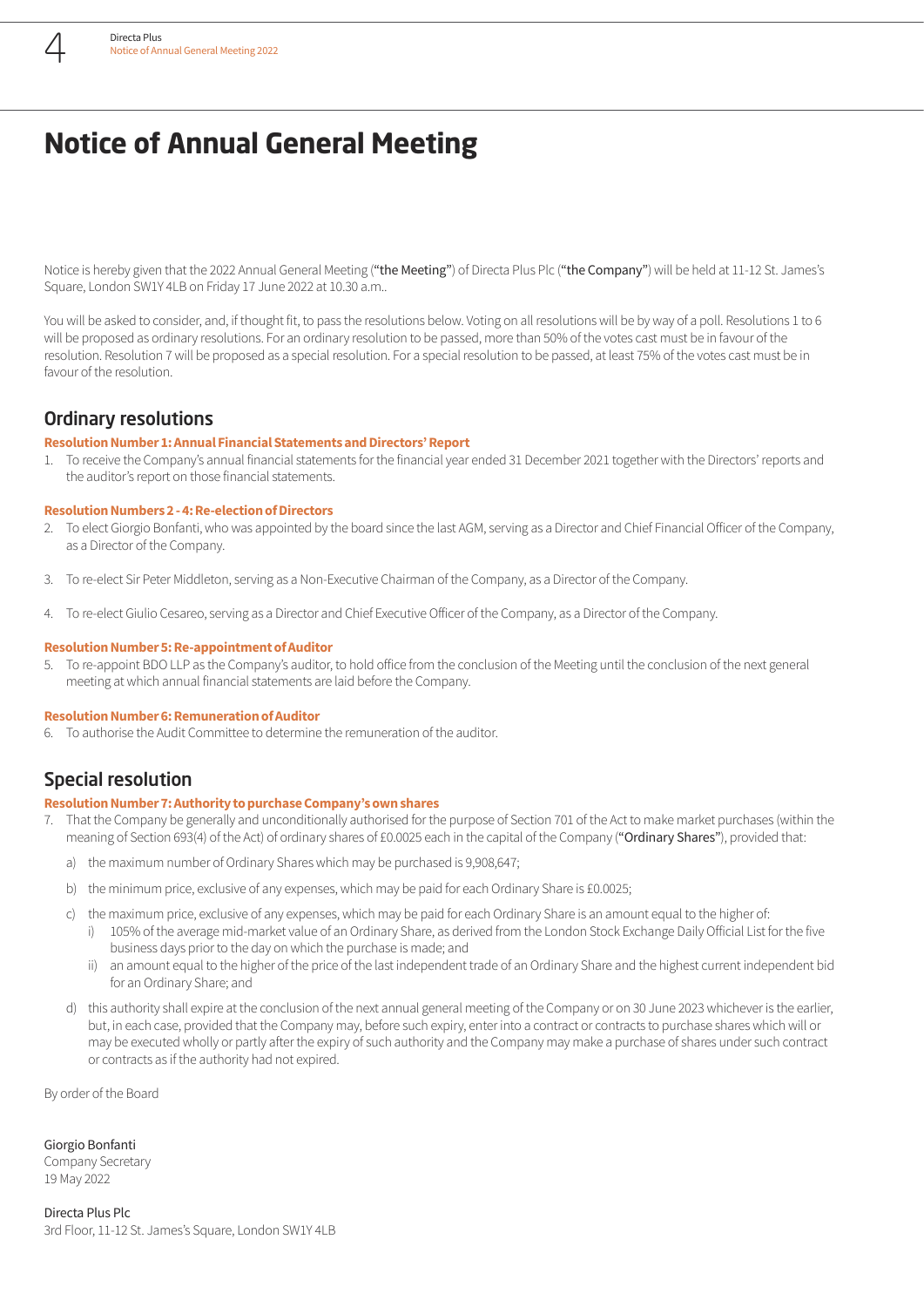# Notice of Annual General Meeting

Notice is hereby given that the 2022 Annual General Meeting ("**the Meeting**") of Directa Plus Plc ("**the Company**") will be held at 11-12 St. James's Square, London SW1Y 4LB on Friday 17 June 2022 at 10.30 a.m..

You will be asked to consider, and, if thought fit, to pass the resolutions below. Voting on all resolutions will be by way of a poll. Resolutions 1 to 6 will be proposed as ordinary resolutions. For an ordinary resolution to be passed, more than 50% of the votes cast must be in favour of the resolution. Resolution 7 will be proposed as a special resolution. For a special resolution to be passed, at least 75% of the votes cast must be in favour of the resolution.

## Ordinary resolutions

**Resolution Number 1: Annual Financial Statements and Directors' Report**

1. To receive the Company's annual financial statements for the financial year ended 31 December 2021 together with the Directors' reports and the auditor's report on those financial statements.

**Resolution Numbers 2 - 4: Re-election of Directors**

2. To elect Giorgio Bonfanti, who was appointed by the board since the last AGM, serving as a Director and Chief Financial Officer of the Company, as a Director of the Company.
3. To re-elect Sir Peter Middleton, serving as a Non-Executive Chairman of the Company, as a Director of the Company.
4. To re-elect Giulio Cesareo, serving as a Director and Chief Executive Officer of the Company, as a Director of the Company.

**Resolution Number 5: Re-appointment of Auditor**

5. To re-appoint BDO LLP as the Company's auditor, to hold office from the conclusion of the Meeting until the conclusion of the next general meeting at which annual financial statements are laid before the Company.

**Resolution Number 6: Remuneration of Auditor**

6. To authorise the Audit Committee to determine the remuneration of the auditor.

## Special resolution

**Resolution Number 7: Authority to purchase Company's own shares**

7. That the Company be generally and unconditionally authorised for the purpose of Section 701 of the Act to make market purchases (within the meaning of Section 693(4) of the Act) of ordinary shares of £0.0025 each in the capital of the Company ("**Ordinary Shares**"), provided that:
   a) the maximum number of Ordinary Shares which may be purchased is 9,908,647;
   b) the minimum price, exclusive of any expenses, which may be paid for each Ordinary Share is £0.0025;
   c) the maximum price, exclusive of any expenses, which may be paid for each Ordinary Share is an amount equal to the higher of:
      i) 105% of the average mid-market value of an Ordinary Share, as derived from the London Stock Exchange Daily Official List for the five business days prior to the day on which the purchase is made; and
      ii) an amount equal to the higher of the price of the last independent trade of an Ordinary Share and the highest current independent bid for an Ordinary Share; and
   d) this authority shall expire at the conclusion of the next annual general meeting of the Company or on 30 June 2023 whichever is the earlier, but, in each case, provided that the Company may, before such expiry, enter into a contract or contracts to purchase shares which will or may be executed wholly or partly after the expiry of such authority and the Company may make a purchase of shares under such contract or contracts as if the authority had not expired.

By order of the Board

Giorgio Bonfanti
Company Secretary
19 May 2022

Directa Plus Plc
3rd Floor, 11-12 St. James's Square, London SW1Y 4LB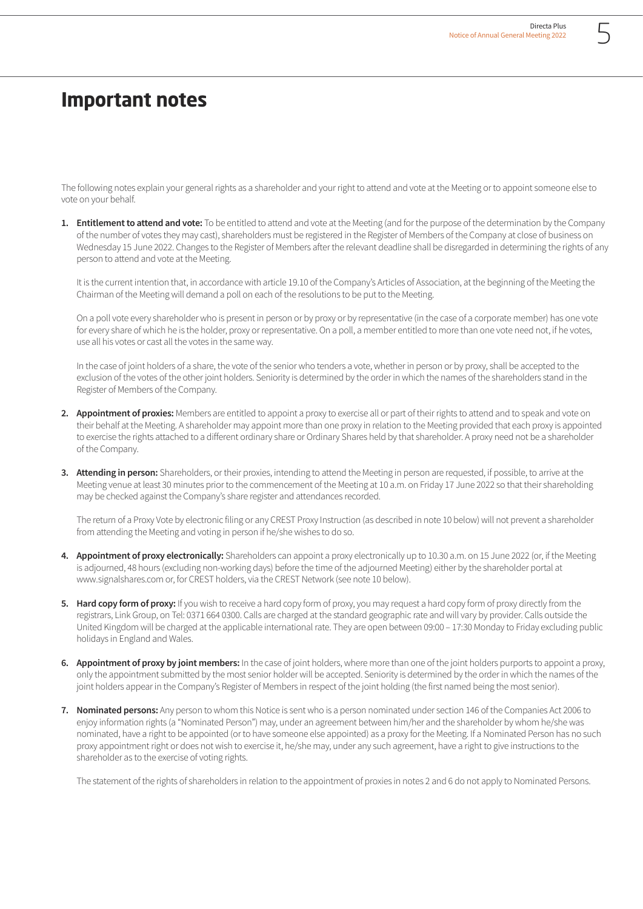# Important notes

The following notes explain your general rights as a shareholder and your right to attend and vote at the Meeting or to appoint someone else to vote on your behalf.

1. **Entitlement to attend and vote:** To be entitled to attend and vote at the Meeting (and for the purpose of the determination by the Company of the number of votes they may cast), shareholders must be registered in the Register of Members of the Company at close of business on Wednesday 15 June 2022. Changes to the Register of Members after the relevant deadline shall be disregarded in determining the rights of any person to attend and vote at the Meeting.

   It is the current intention that, in accordance with article 19.10 of the Company's Articles of Association, at the beginning of the Meeting the Chairman of the Meeting will demand a poll on each of the resolutions to be put to the Meeting.

   On a poll vote every shareholder who is present in person or by proxy or by representative (in the case of a corporate member) has one vote for every share of which he is the holder, proxy or representative. On a poll, a member entitled to more than one vote need not, if he votes, use all his votes or cast all the votes in the same way.

   In the case of joint holders of a share, the vote of the senior who tenders a vote, whether in person or by proxy, shall be accepted to the exclusion of the votes of the other joint holders. Seniority is determined by the order in which the names of the shareholders stand in the Register of Members of the Company.

2. **Appointment of proxies:** Members are entitled to appoint a proxy to exercise all or part of their rights to attend and to speak and vote on their behalf at the Meeting. A shareholder may appoint more than one proxy in relation to the Meeting provided that each proxy is appointed to exercise the rights attached to a different ordinary share or Ordinary Shares held by that shareholder. A proxy need not be a shareholder of the Company.

3. **Attending in person:** Shareholders, or their proxies, intending to attend the Meeting in person are requested, if possible, to arrive at the Meeting venue at least 30 minutes prior to the commencement of the Meeting at 10 a.m. on Friday 17 June 2022 so that their shareholding may be checked against the Company's share register and attendances recorded.

   The return of a Proxy Vote by electronic filing or any CREST Proxy Instruction (as described in note 10 below) will not prevent a shareholder from attending the Meeting and voting in person if he/she wishes to do so.

4. **Appointment of proxy electronically:** Shareholders can appoint a proxy electronically up to 10.30 a.m. on 15 June 2022 (or, if the Meeting is adjourned, 48 hours (excluding non-working days) before the time of the adjourned Meeting) either by the shareholder portal at www.signalshares.com or, for CREST holders, via the CREST Network (see note 10 below).

5. **Hard copy form of proxy:** If you wish to receive a hard copy form of proxy, you may request a hard copy form of proxy directly from the registrars, Link Group, on Tel: 0371 664 0300. Calls are charged at the standard geographic rate and will vary by provider. Calls outside the United Kingdom will be charged at the applicable international rate. They are open between 09:00 – 17:30 Monday to Friday excluding public holidays in England and Wales.

6. **Appointment of proxy by joint members:** In the case of joint holders, where more than one of the joint holders purports to appoint a proxy, only the appointment submitted by the most senior holder will be accepted. Seniority is determined by the order in which the names of the joint holders appear in the Company's Register of Members in respect of the joint holding (the first named being the most senior).

7. **Nominated persons:** Any person to whom this Notice is sent who is a person nominated under section 146 of the Companies Act 2006 to enjoy information rights (a "Nominated Person") may, under an agreement between him/her and the shareholder by whom he/she was nominated, have a right to be appointed (or to have someone else appointed) as a proxy for the Meeting. If a Nominated Person has no such proxy appointment right or does not wish to exercise it, he/she may, under any such agreement, have a right to give instructions to the shareholder as to the exercise of voting rights.

   The statement of the rights of shareholders in relation to the appointment of proxies in notes 2 and 6 do not apply to Nominated Persons.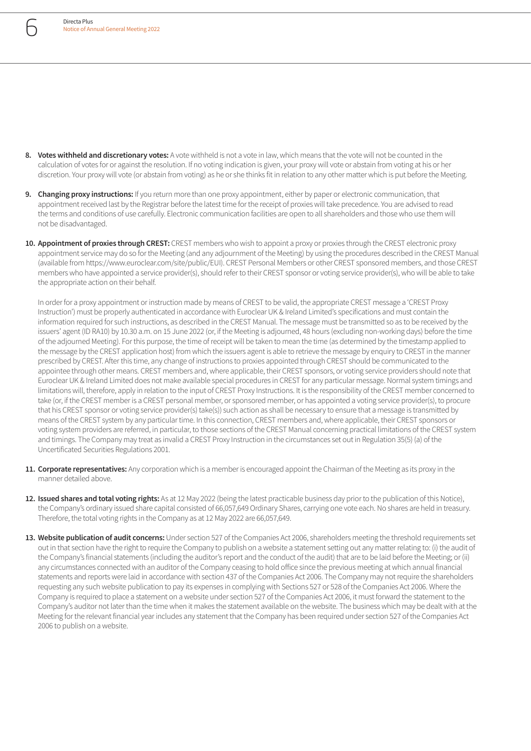8. **Votes withheld and discretionary votes:** A vote withheld is not a vote in law, which means that the vote will not be counted in the calculation of votes for or against the resolution. If no voting indication is given, your proxy will vote or abstain from voting at his or her discretion. Your proxy will vote (or abstain from voting) as he or she thinks fit in relation to any other matter which is put before the Meeting.

9. **Changing proxy instructions:** If you return more than one proxy appointment, either by paper or electronic communication, that appointment received last by the Registrar before the latest time for the receipt of proxies will take precedence. You are advised to read the terms and conditions of use carefully. Electronic communication facilities are open to all shareholders and those who use them will not be disadvantaged.

10. **Appointment of proxies through CREST:** CREST members who wish to appoint a proxy or proxies through the CREST electronic proxy appointment service may do so for the Meeting (and any adjournment of the Meeting) by using the procedures described in the CREST Manual (available from https://www.euroclear.com/site/public/EUI). CREST Personal Members or other CREST sponsored members, and those CREST members who have appointed a service provider(s), should refer to their CREST sponsor or voting service provider(s), who will be able to take the appropriate action on their behalf.

    In order for a proxy appointment or instruction made by means of CREST to be valid, the appropriate CREST message a 'CREST Proxy Instruction') must be properly authenticated in accordance with Euroclear UK & Ireland Limited's specifications and must contain the information required for such instructions, as described in the CREST Manual. The message must be transmitted so as to be received by the issuers' agent (ID RA10) by 10.30 a.m. on 15 June 2022 (or, if the Meeting is adjourned, 48 hours (excluding non-working days) before the time of the adjourned Meeting). For this purpose, the time of receipt will be taken to mean the time (as determined by the timestamp applied to the message by the CREST application host) from which the issuers agent is able to retrieve the message by enquiry to CREST in the manner prescribed by CREST. After this time, any change of instructions to proxies appointed through CREST should be communicated to the appointee through other means. CREST members and, where applicable, their CREST sponsors, or voting service providers should note that Euroclear UK & Ireland Limited does not make available special procedures in CREST for any particular message. Normal system timings and limitations will, therefore, apply in relation to the input of CREST Proxy Instructions. It is the responsibility of the CREST member concerned to take (or, if the CREST member is a CREST personal member, or sponsored member, or has appointed a voting service provider(s), to procure that his CREST sponsor or voting service provider(s) take(s)) such action as shall be necessary to ensure that a message is transmitted by means of the CREST system by any particular time. In this connection, CREST members and, where applicable, their CREST sponsors or voting system providers are referred, in particular, to those sections of the CREST Manual concerning practical limitations of the CREST system and timings. The Company may treat as invalid a CREST Proxy Instruction in the circumstances set out in Regulation 35(5) (a) of the Uncertificated Securities Regulations 2001.

11. **Corporate representatives:** Any corporation which is a member is encouraged appoint the Chairman of the Meeting as its proxy in the manner detailed above.

12. **Issued shares and total voting rights:** As at 12 May 2022 (being the latest practicable business day prior to the publication of this Notice), the Company's ordinary issued share capital consisted of 66,057,649 Ordinary Shares, carrying one vote each. No shares are held in treasury. Therefore, the total voting rights in the Company as at 12 May 2022 are 66,057,649.

13. **Website publication of audit concerns:** Under section 527 of the Companies Act 2006, shareholders meeting the threshold requirements set out in that section have the right to require the Company to publish on a website a statement setting out any matter relating to: (i) the audit of the Company's financial statements (including the auditor's report and the conduct of the audit) that are to be laid before the Meeting; or (ii) any circumstances connected with an auditor of the Company ceasing to hold office since the previous meeting at which annual financial statements and reports were laid in accordance with section 437 of the Companies Act 2006. The Company may not require the shareholders requesting any such website publication to pay its expenses in complying with Sections 527 or 528 of the Companies Act 2006. Where the Company is required to place a statement on a website under section 527 of the Companies Act 2006, it must forward the statement to the Company's auditor not later than the time when it makes the statement available on the website. The business which may be dealt with at the Meeting for the relevant financial year includes any statement that the Company has been required under section 527 of the Companies Act 2006 to publish on a website.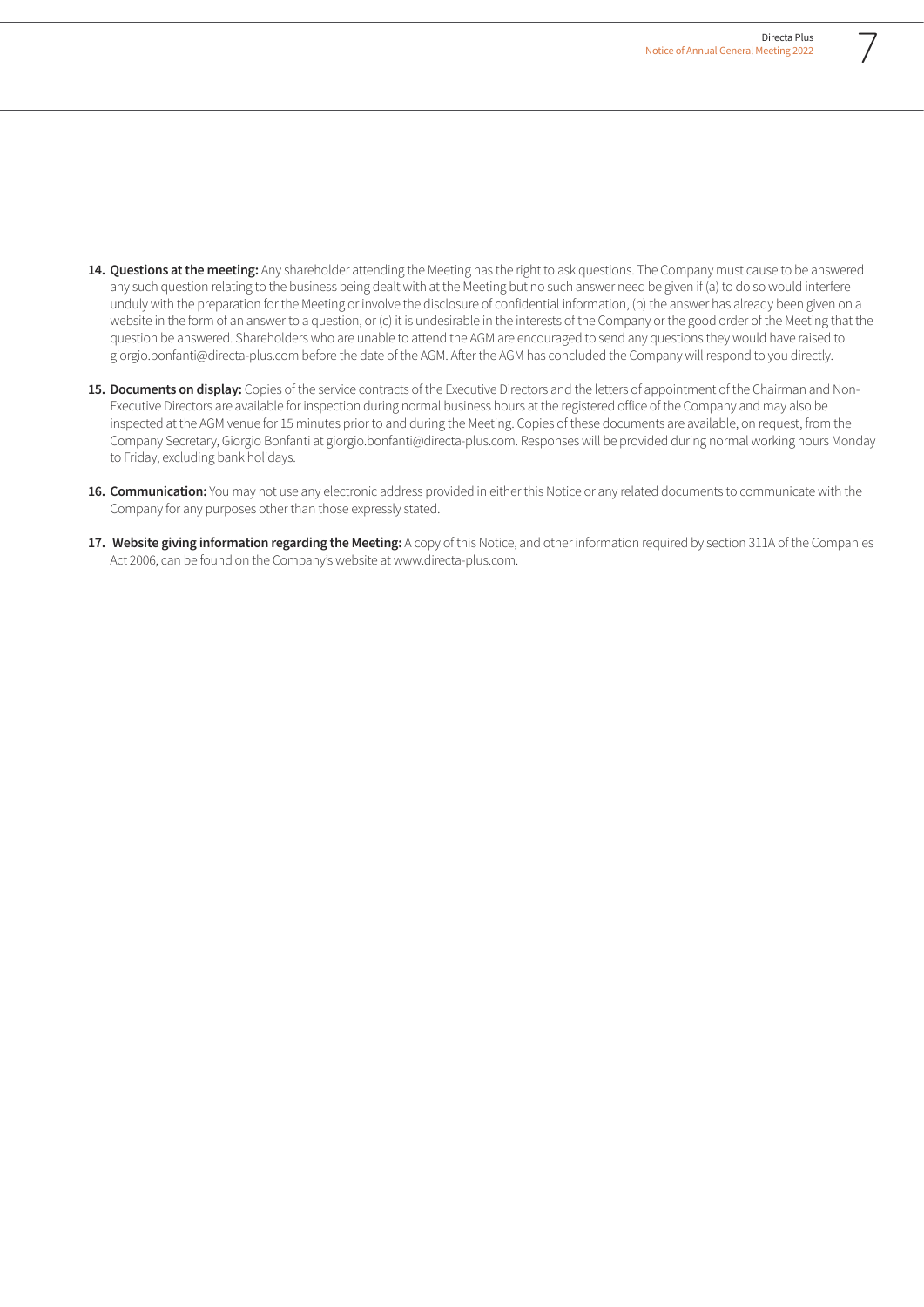14. **Questions at the meeting:** Any shareholder attending the Meeting has the right to ask questions. The Company must cause to be answered any such question relating to the business being dealt with at the Meeting but no such answer need be given if (a) to do so would interfere unduly with the preparation for the Meeting or involve the disclosure of confidential information, (b) the answer has already been given on a website in the form of an answer to a question, or (c) it is undesirable in the interests of the Company or the good order of the Meeting that the question be answered. Shareholders who are unable to attend the AGM are encouraged to send any questions they would have raised to giorgio.bonfanti@directa-plus.com before the date of the AGM. After the AGM has concluded the Company will respond to you directly.

15. **Documents on display:** Copies of the service contracts of the Executive Directors and the letters of appointment of the Chairman and Non-Executive Directors are available for inspection during normal business hours at the registered office of the Company and may also be inspected at the AGM venue for 15 minutes prior to and during the Meeting. Copies of these documents are available, on request, from the Company Secretary, Giorgio Bonfanti at giorgio.bonfanti@directa-plus.com. Responses will be provided during normal working hours Monday to Friday, excluding bank holidays.

16. **Communication:** You may not use any electronic address provided in either this Notice or any related documents to communicate with the Company for any purposes other than those expressly stated.

17. **Website giving information regarding the Meeting:** A copy of this Notice, and other information required by section 311A of the Companies Act 2006, can be found on the Company's website at www.directa-plus.com.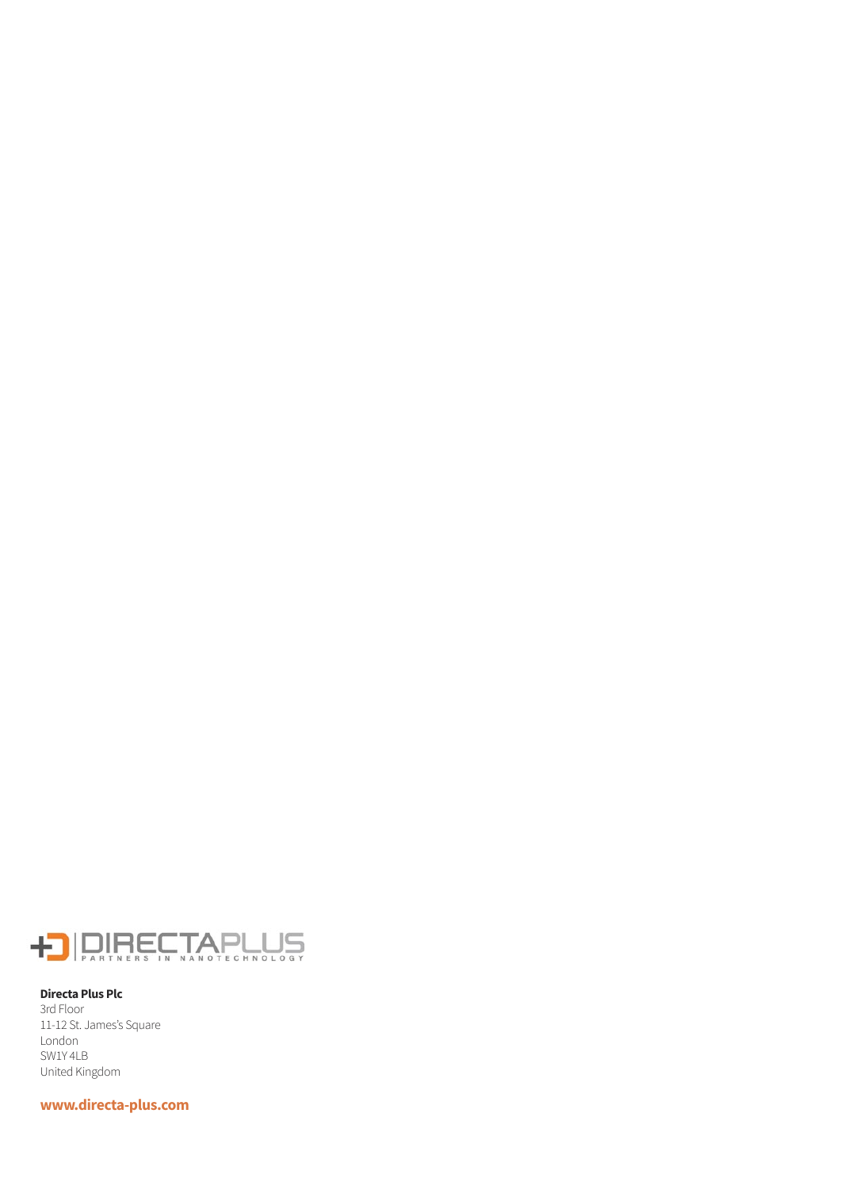DIRECTAPLUS
PARTNERS IN NANOTECHNOLOGY

**Directa Plus Plc**
3rd Floor
11-12 St. James's Square
London
SW1Y 4LB
United Kingdom

**www.directa-plus.com**